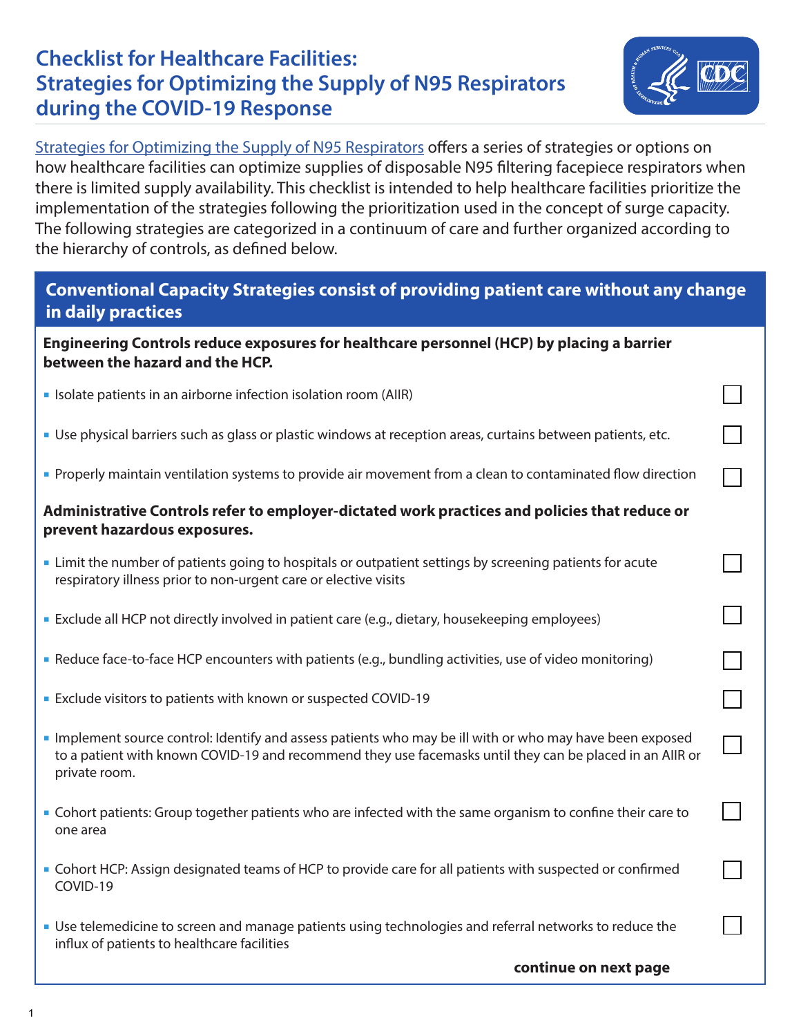# Checklist for Healthcare Facilities: Strategies for Optimizing the Supply of N95 Respirators during the COVID-19 Response

Strategies for Optimizing the Supply of N95 Respirators offers a series of strategies or options on how healthcare facilities can optimize supplies of disposable N95 filtering facepiece respirators when there is limited supply availability. This checklist is intended to help healthcare facilities prioritize the implementation of the strategies following the prioritization used in the concept of surge capacity. The following strategies are categorized in a continuum of care and further organized according to the hierarchy of controls, as defined below.

## Conventional Capacity Strategies consist of providing patient care without any change in daily practices

**Engineering Controls reduce exposures for healthcare personnel (HCP) by placing a barrier between the hazard and the HCP.**

- [ ] Isolate patients in an airborne infection isolation room (AIIR)
- [ ] Use physical barriers such as glass or plastic windows at reception areas, curtains between patients, etc.
- [ ] Properly maintain ventilation systems to provide air movement from a clean to contaminated flow direction

**Administrative Controls refer to employer-dictated work practices and policies that reduce or prevent hazardous exposures.**

- [ ] Limit the number of patients going to hospitals or outpatient settings by screening patients for acute respiratory illness prior to non-urgent care or elective visits
- [ ] Exclude all HCP not directly involved in patient care (e.g., dietary, housekeeping employees)
- [ ] Reduce face-to-face HCP encounters with patients (e.g., bundling activities, use of video monitoring)
- [ ] Exclude visitors to patients with known or suspected COVID-19
- [ ] Implement source control: Identify and assess patients who may be ill with or who may have been exposed to a patient with known COVID-19 and recommend they use facemasks until they can be placed in an AIIR or private room.
- [ ] Cohort patients: Group together patients who are infected with the same organism to confine their care to one area
- [ ] Cohort HCP: Assign designated teams of HCP to provide care for all patients with suspected or confirmed COVID-19
- [ ] Use telemedicine to screen and manage patients using technologies and referral networks to reduce the influx of patients to healthcare facilities

**continue on next page**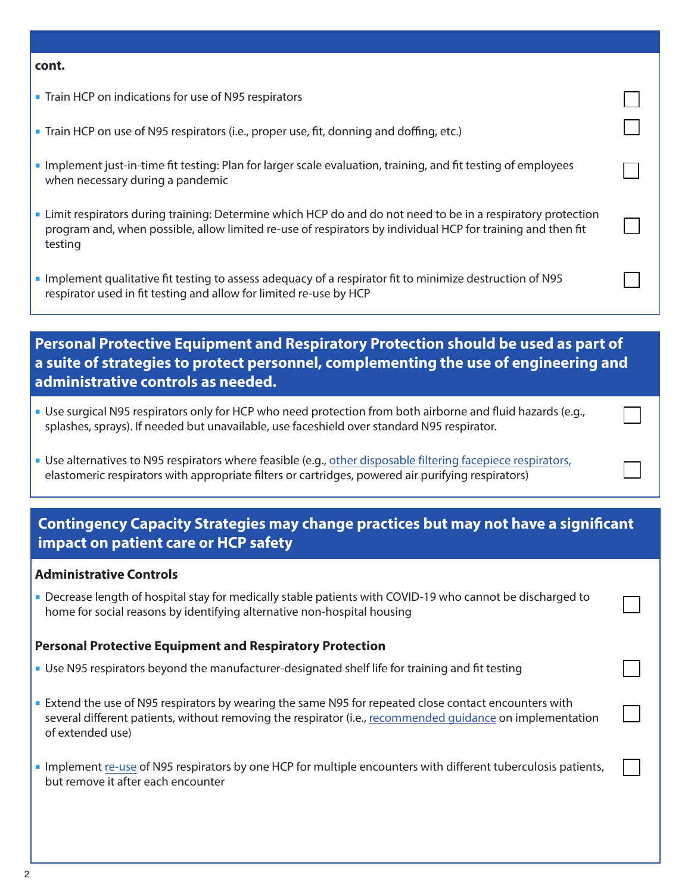**cont.**

- Train HCP on indications for use of N95 respirators ☐
- Train HCP on use of N95 respirators (i.e., proper use, fit, donning and doffing, etc.) ☐
- Implement just-in-time fit testing: Plan for larger scale evaluation, training, and fit testing of employees when necessary during a pandemic ☐
- Limit respirators during training: Determine which HCP do and do not need to be in a respiratory protection program and, when possible, allow limited re-use of respirators by individual HCP for training and then fit testing ☐
- Implement qualitative fit testing to assess adequacy of a respirator fit to minimize destruction of N95 respirator used in fit testing and allow for limited re-use by HCP ☐

## Personal Protective Equipment and Respiratory Protection should be used as part of a suite of strategies to protect personnel, complementing the use of engineering and administrative controls as needed.

- Use surgical N95 respirators only for HCP who need protection from both airborne and fluid hazards (e.g., splashes, sprays). If needed but unavailable, use faceshield over standard N95 respirator. ☐
- Use alternatives to N95 respirators where feasible (e.g., other disposable filtering facepiece respirators, elastomeric respirators with appropriate filters or cartridges, powered air purifying respirators) ☐

## Contingency Capacity Strategies may change practices but may not have a significant impact on patient care or HCP safety

### Administrative Controls

- Decrease length of hospital stay for medically stable patients with COVID-19 who cannot be discharged to home for social reasons by identifying alternative non-hospital housing ☐

### Personal Protective Equipment and Respiratory Protection

- Use N95 respirators beyond the manufacturer-designated shelf life for training and fit testing ☐
- Extend the use of N95 respirators by wearing the same N95 for repeated close contact encounters with several different patients, without removing the respirator (i.e., recommended guidance on implementation of extended use) ☐
- Implement re-use of N95 respirators by one HCP for multiple encounters with different tuberculosis patients, but remove it after each encounter ☐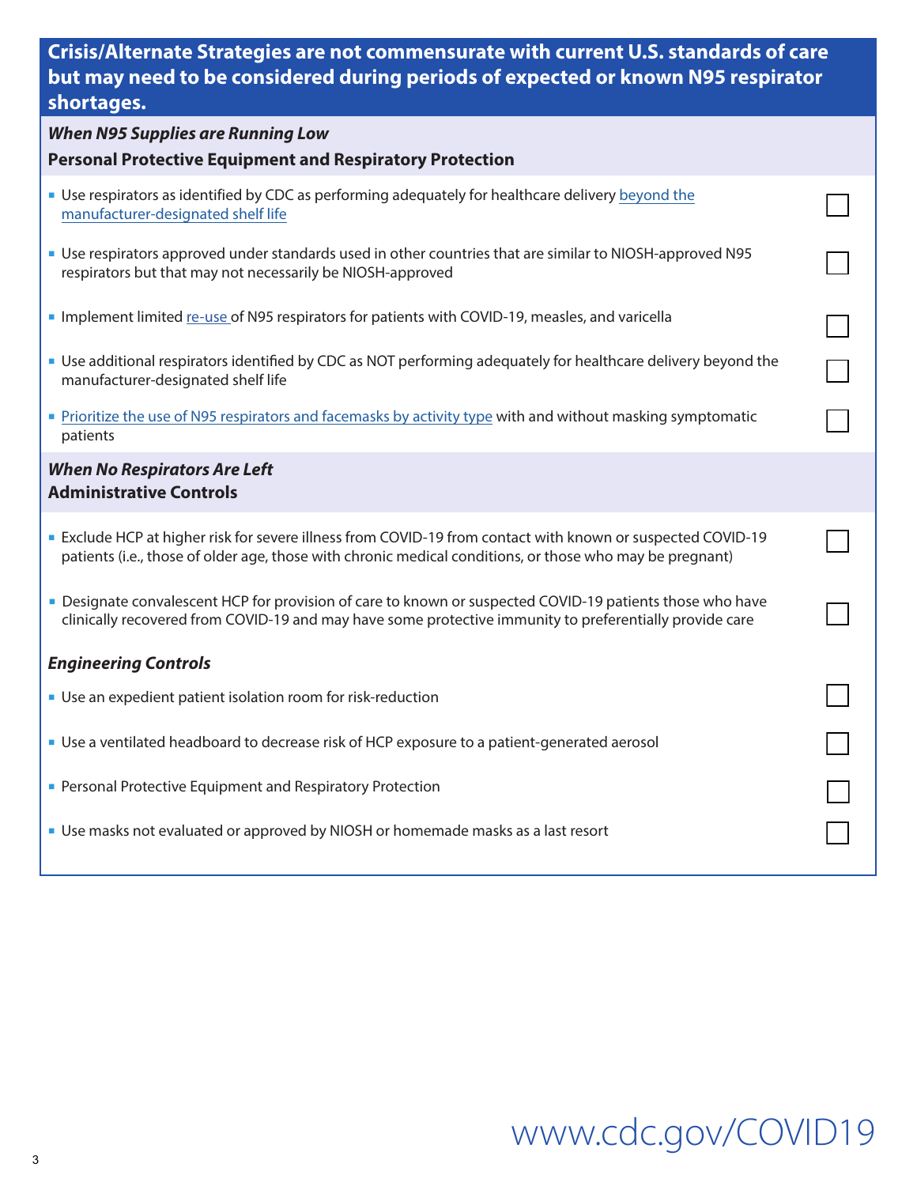## Crisis/Alternate Strategies are not commensurate with current U.S. standards of care but may need to be considered during periods of expected or known N95 respirator shortages.

***When N95 Supplies are Running Low***

**Personal Protective Equipment and Respiratory Protection**

- Use respirators as identified by CDC as performing adequately for healthcare delivery beyond the manufacturer-designated shelf life ☐
- Use respirators approved under standards used in other countries that are similar to NIOSH-approved N95 respirators but that may not necessarily be NIOSH-approved ☐
- Implement limited re-use of N95 respirators for patients with COVID-19, measles, and varicella ☐
- Use additional respirators identified by CDC as NOT performing adequately for healthcare delivery beyond the manufacturer-designated shelf life ☐
- Prioritize the use of N95 respirators and facemasks by activity type with and without masking symptomatic patients ☐

***When No Respirators Are Left***

**Administrative Controls**

- Exclude HCP at higher risk for severe illness from COVID-19 from contact with known or suspected COVID-19 patients (i.e., those of older age, those with chronic medical conditions, or those who may be pregnant) ☐
- Designate convalescent HCP for provision of care to known or suspected COVID-19 patients those who have clinically recovered from COVID-19 and may have some protective immunity to preferentially provide care ☐

***Engineering Controls***

- Use an expedient patient isolation room for risk-reduction ☐
- Use a ventilated headboard to decrease risk of HCP exposure to a patient-generated aerosol ☐
- Personal Protective Equipment and Respiratory Protection ☐
- Use masks not evaluated or approved by NIOSH or homemade masks as a last resort ☐

www.cdc.gov/COVID19